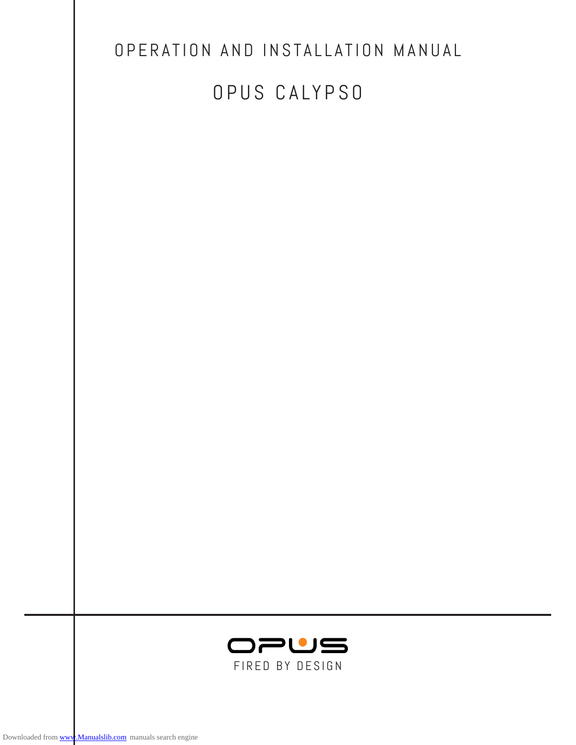# OPERATION AND INSTALLATION MANUAL

# OPUS CALYPSO

OPUS

FIRED BY DESIGN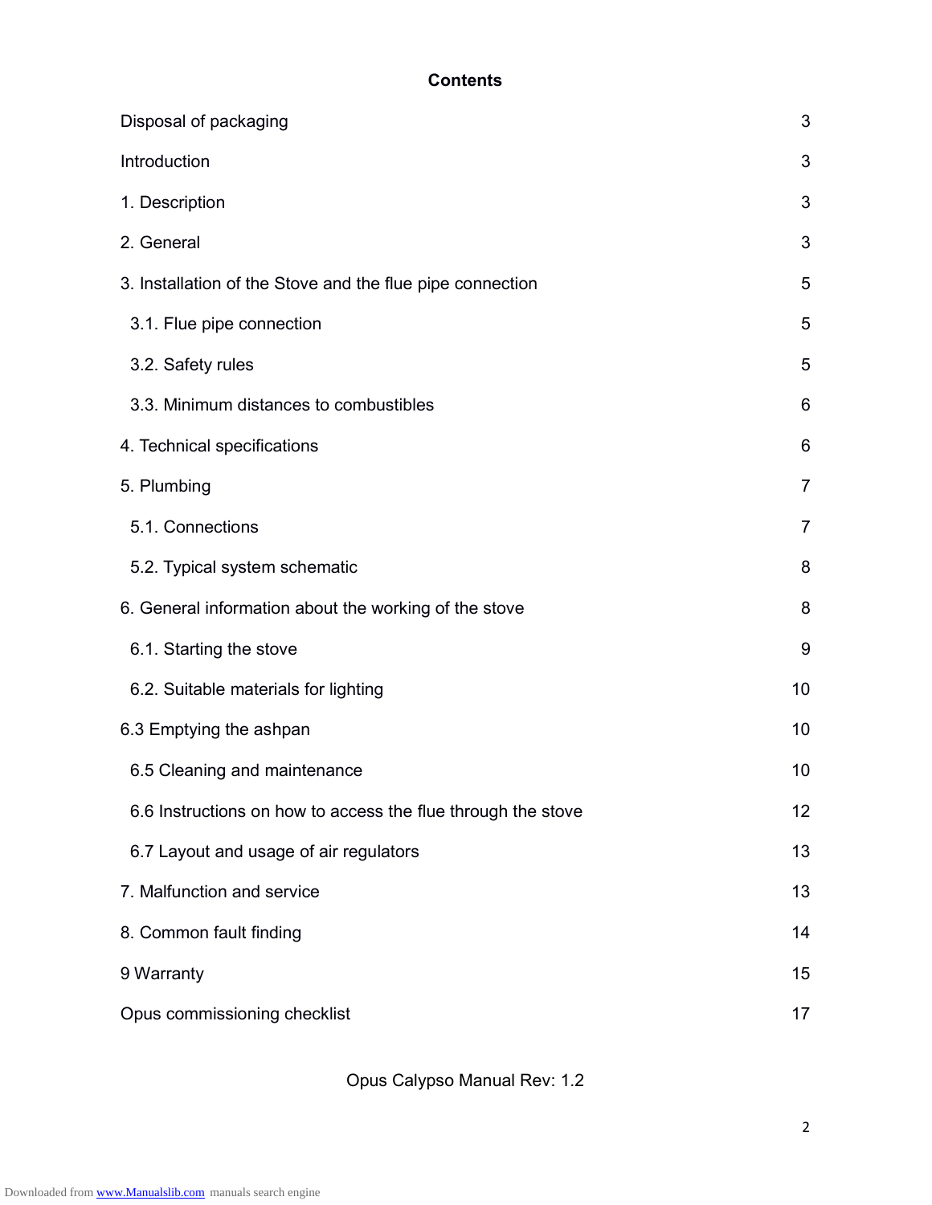**Contents**

| | |
|---|---|
| Disposal of packaging | 3 |
| Introduction | 3 |
| 1. Description | 3 |
| 2. General | 3 |
| 3. Installation of the Stove and the flue pipe connection | 5 |
| 3.1. Flue pipe connection | 5 |
| 3.2. Safety rules | 5 |
| 3.3. Minimum distances to combustibles | 6 |
| 4. Technical specifications | 6 |
| 5. Plumbing | 7 |
| 5.1. Connections | 7 |
| 5.2. Typical system schematic | 8 |
| 6. General information about the working of the stove | 8 |
| 6.1. Starting the stove | 9 |
| 6.2. Suitable materials for lighting | 10 |
| 6.3 Emptying the ashpan | 10 |
| 6.5 Cleaning and maintenance | 10 |
| 6.6 Instructions on how to access the flue through the stove | 12 |
| 6.7 Layout and usage of air regulators | 13 |
| 7. Malfunction and service | 13 |
| 8. Common fault finding | 14 |
| 9 Warranty | 15 |
| Opus commissioning checklist | 17 |

Opus Calypso Manual Rev: 1.2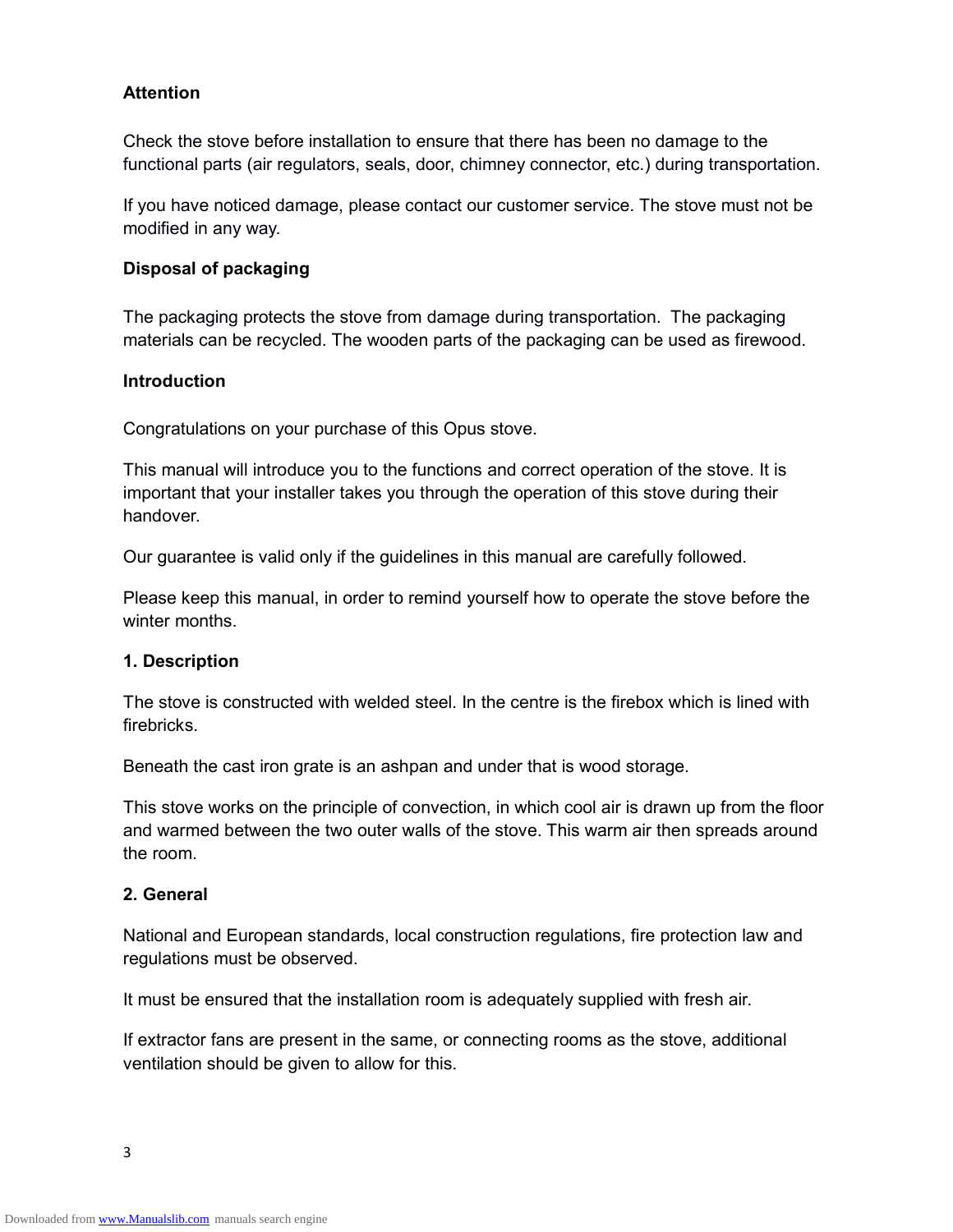**Attention**

Check the stove before installation to ensure that there has been no damage to the functional parts (air regulators, seals, door, chimney connector, etc.) during transportation.

If you have noticed damage, please contact our customer service. The stove must not be modified in any way.

**Disposal of packaging**

The packaging protects the stove from damage during transportation. The packaging materials can be recycled. The wooden parts of the packaging can be used as firewood.

**Introduction**

Congratulations on your purchase of this Opus stove.

This manual will introduce you to the functions and correct operation of the stove. It is important that your installer takes you through the operation of this stove during their handover.

Our guarantee is valid only if the guidelines in this manual are carefully followed.

Please keep this manual, in order to remind yourself how to operate the stove before the winter months.

**1. Description**

The stove is constructed with welded steel. In the centre is the firebox which is lined with firebricks.

Beneath the cast iron grate is an ashpan and under that is wood storage.

This stove works on the principle of convection, in which cool air is drawn up from the floor and warmed between the two outer walls of the stove. This warm air then spreads around the room.

**2. General**

National and European standards, local construction regulations, fire protection law and regulations must be observed.

It must be ensured that the installation room is adequately supplied with fresh air.

If extractor fans are present in the same, or connecting rooms as the stove, additional ventilation should be given to allow for this.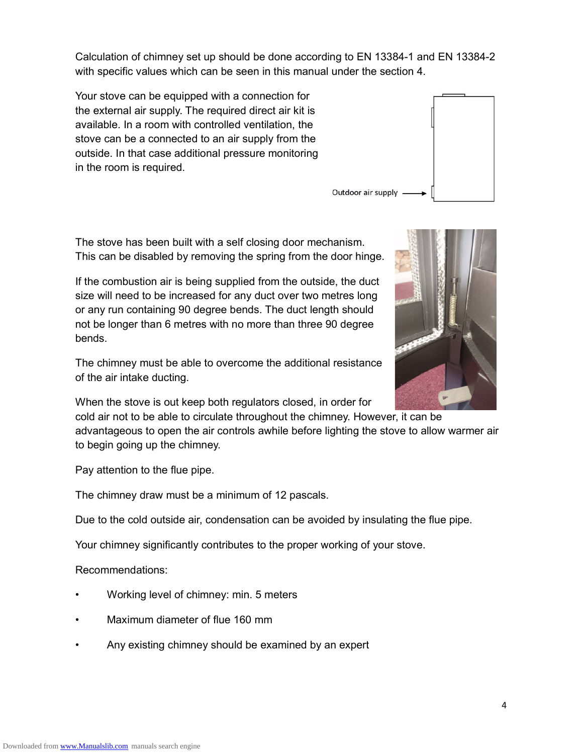Calculation of chimney set up should be done according to EN 13384-1 and EN 13384-2 with specific values which can be seen in this manual under the section 4.

Your stove can be equipped with a connection for the external air supply. The required direct air kit is available. In a room with controlled ventilation, the stove can be a connected to an air supply from the outside. In that case additional pressure monitoring in the room is required.

Outdoor air supply

The stove has been built with a self closing door mechanism. This can be disabled by removing the spring from the door hinge.

If the combustion air is being supplied from the outside, the duct size will need to be increased for any duct over two metres long or any run containing 90 degree bends. The duct length should not be longer than 6 metres with no more than three 90 degree bends.

The chimney must be able to overcome the additional resistance of the air intake ducting.

When the stove is out keep both regulators closed, in order for cold air not to be able to circulate throughout the chimney. However, it can be advantageous to open the air controls awhile before lighting the stove to allow warmer air to begin going up the chimney.

Pay attention to the flue pipe.

The chimney draw must be a minimum of 12 pascals.

Due to the cold outside air, condensation can be avoided by insulating the flue pipe.

Your chimney significantly contributes to the proper working of your stove.

Recommendations:

- Working level of chimney: min. 5 meters
- Maximum diameter of flue 160 mm
- Any existing chimney should be examined by an expert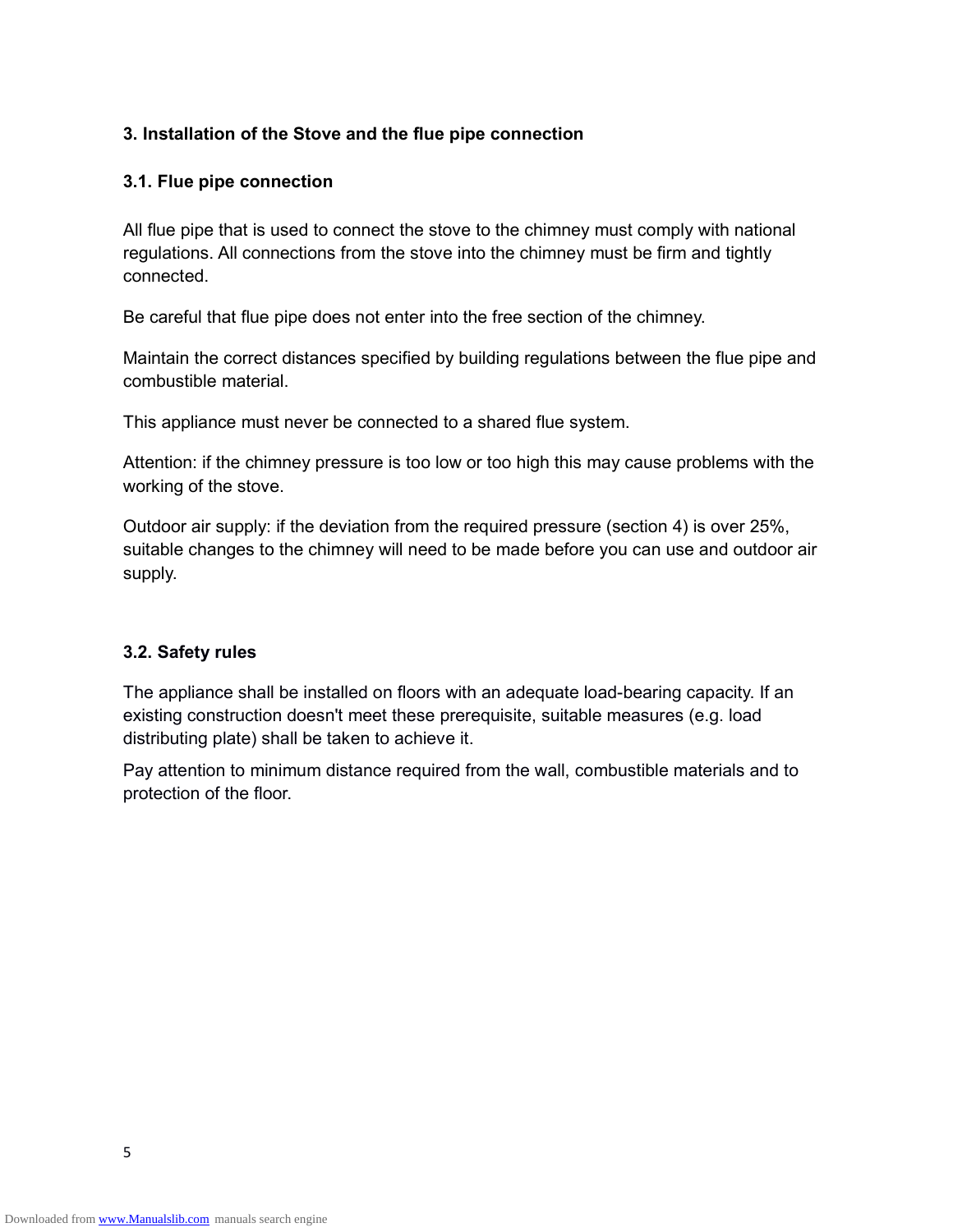## 3. Installation of the Stove and the flue pipe connection

### 3.1. Flue pipe connection

All flue pipe that is used to connect the stove to the chimney must comply with national regulations. All connections from the stove into the chimney must be firm and tightly connected.

Be careful that flue pipe does not enter into the free section of the chimney.

Maintain the correct distances specified by building regulations between the flue pipe and combustible material.

This appliance must never be connected to a shared flue system.

Attention: if the chimney pressure is too low or too high this may cause problems with the working of the stove.

Outdoor air supply: if the deviation from the required pressure (section 4) is over 25%, suitable changes to the chimney will need to be made before you can use and outdoor air supply.

### 3.2. Safety rules

The appliance shall be installed on floors with an adequate load-bearing capacity. If an existing construction doesn't meet these prerequisite, suitable measures (e.g. load distributing plate) shall be taken to achieve it.

Pay attention to minimum distance required from the wall, combustible materials and to protection of the floor.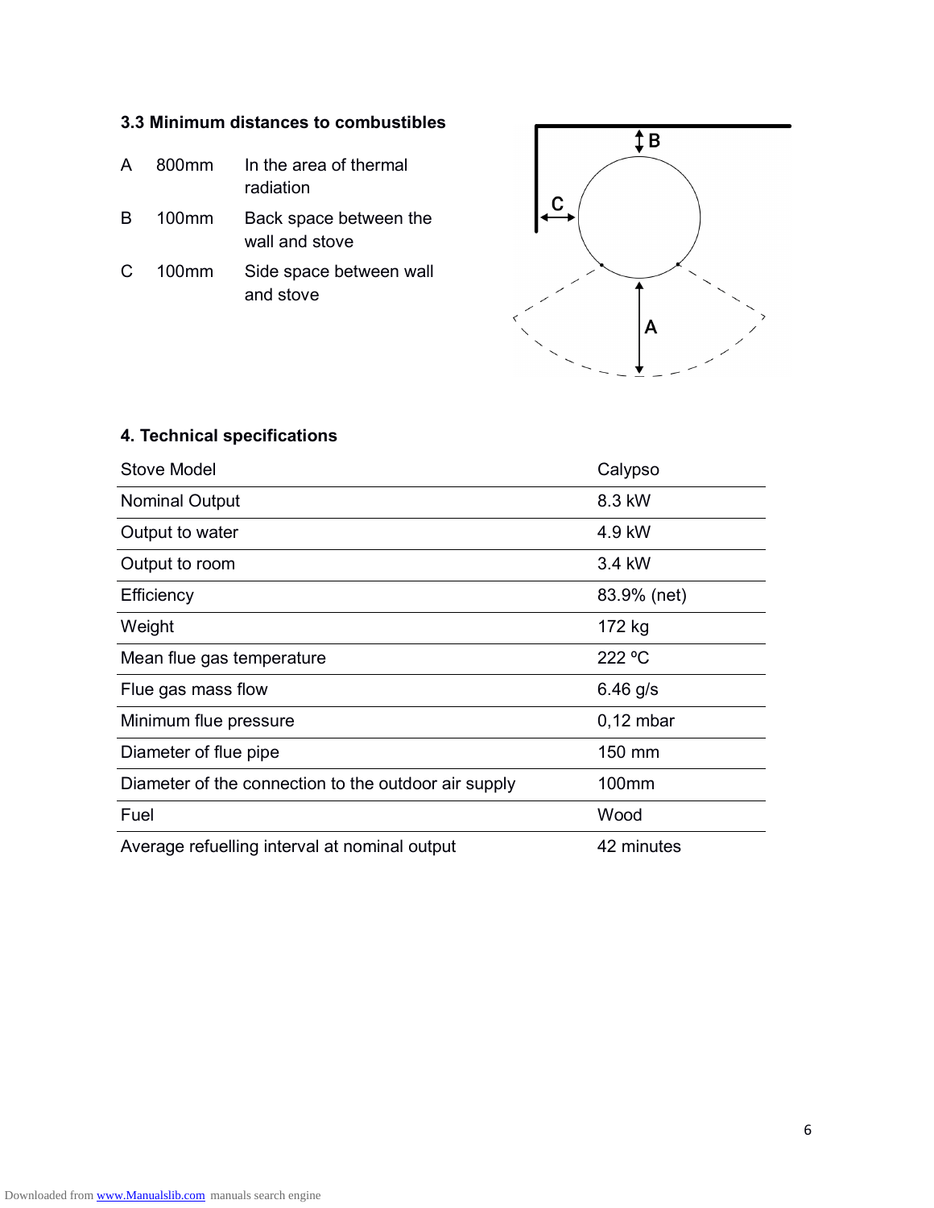### 3.3 Minimum distances to combustibles

| | | |
|---|---|---|
| A | 800mm | In the area of thermal radiation |
| B | 100mm | Back space between the wall and stove |
| C | 100mm | Side space between wall and stove |

### 4. Technical specifications

| Stove Model | Calypso |
|---|---|
| Nominal Output | 8.3 kW |
| Output to water | 4.9 kW |
| Output to room | 3.4 kW |
| Efficiency | 83.9% (net) |
| Weight | 172 kg |
| Mean flue gas temperature | 222 ºC |
| Flue gas mass flow | 6.46 g/s |
| Minimum flue pressure | 0,12 mbar |
| Diameter of flue pipe | 150 mm |
| Diameter of the connection to the outdoor air supply | 100mm |
| Fuel | Wood |
| Average refuelling interval at nominal output | 42 minutes |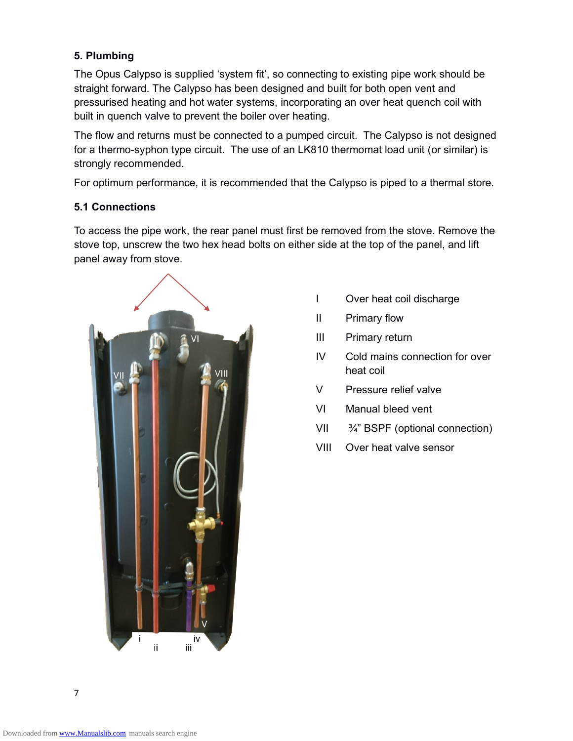## 5. Plumbing

The Opus Calypso is supplied 'system fit', so connecting to existing pipe work should be straight forward. The Calypso has been designed and built for both open vent and pressurised heating and hot water systems, incorporating an over heat quench coil with built in quench valve to prevent the boiler over heating.

The flow and returns must be connected to a pumped circuit. The Calypso is not designed for a thermo-syphon type circuit. The use of an LK810 thermomat load unit (or similar) is strongly recommended.

For optimum performance, it is recommended that the Calypso is piped to a thermal store.

### 5.1 Connections

To access the pipe work, the rear panel must first be removed from the stove. Remove the stove top, unscrew the two hex head bolts on either side at the top of the panel, and lift panel away from stove.

- I Over heat coil discharge
- II Primary flow
- III Primary return
- IV Cold mains connection for over heat coil
- V Pressure relief valve
- VI Manual bleed vent
- VII ¾" BSPF (optional connection)
- VIII Over heat valve sensor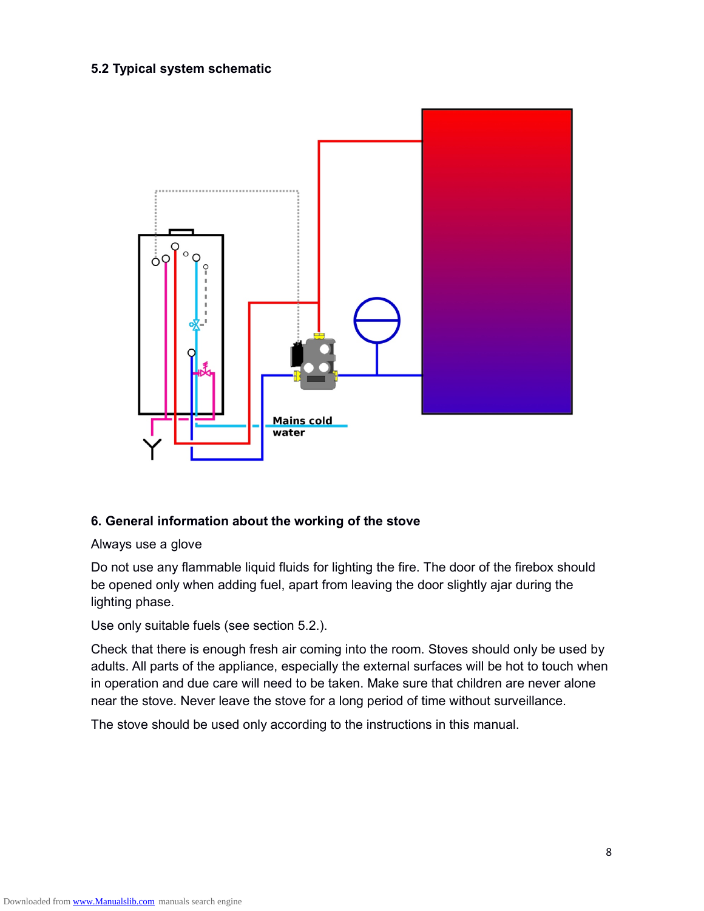### 5.2 Typical system schematic

Mains cold water

### 6. General information about the working of the stove

Always use a glove

Do not use any flammable liquid fluids for lighting the fire. The door of the firebox should be opened only when adding fuel, apart from leaving the door slightly ajar during the lighting phase.

Use only suitable fuels (see section 5.2.).

Check that there is enough fresh air coming into the room. Stoves should only be used by adults. All parts of the appliance, especially the external surfaces will be hot to touch when in operation and due care will need to be taken. Make sure that children are never alone near the stove. Never leave the stove for a long period of time without surveillance.

The stove should be used only according to the instructions in this manual.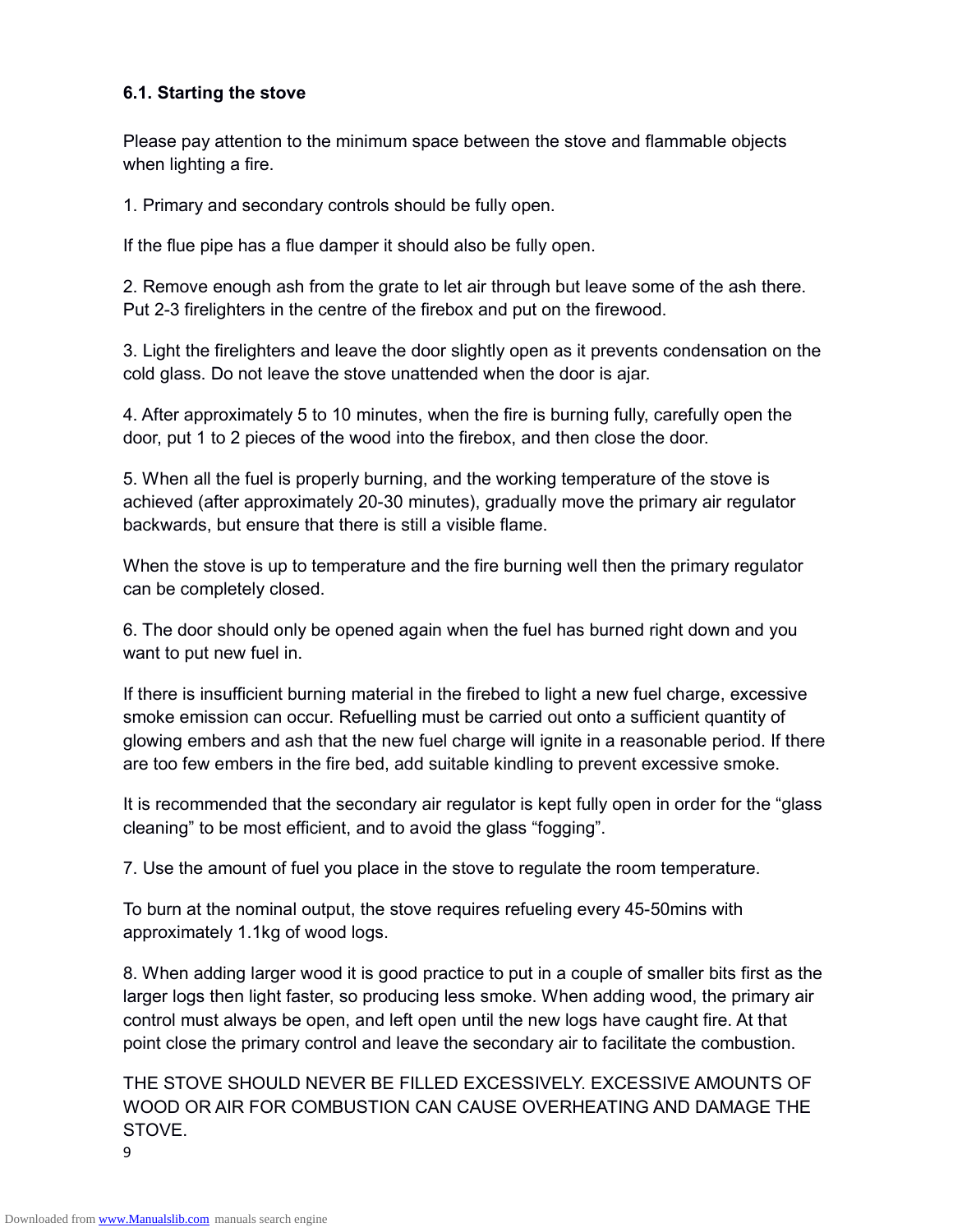### 6.1. Starting the stove

Please pay attention to the minimum space between the stove and flammable objects when lighting a fire.

1. Primary and secondary controls should be fully open.

If the flue pipe has a flue damper it should also be fully open.

2. Remove enough ash from the grate to let air through but leave some of the ash there. Put 2-3 firelighters in the centre of the firebox and put on the firewood.

3. Light the firelighters and leave the door slightly open as it prevents condensation on the cold glass. Do not leave the stove unattended when the door is ajar.

4. After approximately 5 to 10 minutes, when the fire is burning fully, carefully open the door, put 1 to 2 pieces of the wood into the firebox, and then close the door.

5. When all the fuel is properly burning, and the working temperature of the stove is achieved (after approximately 20-30 minutes), gradually move the primary air regulator backwards, but ensure that there is still a visible flame.

When the stove is up to temperature and the fire burning well then the primary regulator can be completely closed.

6. The door should only be opened again when the fuel has burned right down and you want to put new fuel in.

If there is insufficient burning material in the firebed to light a new fuel charge, excessive smoke emission can occur. Refuelling must be carried out onto a sufficient quantity of glowing embers and ash that the new fuel charge will ignite in a reasonable period. If there are too few embers in the fire bed, add suitable kindling to prevent excessive smoke.

It is recommended that the secondary air regulator is kept fully open in order for the “glass cleaning” to be most efficient, and to avoid the glass “fogging”.

7. Use the amount of fuel you place in the stove to regulate the room temperature.

To burn at the nominal output, the stove requires refueling every 45-50mins with approximately 1.1kg of wood logs.

8. When adding larger wood it is good practice to put in a couple of smaller bits first as the larger logs then light faster, so producing less smoke. When adding wood, the primary air control must always be open, and left open until the new logs have caught fire. At that point close the primary control and leave the secondary air to facilitate the combustion.

THE STOVE SHOULD NEVER BE FILLED EXCESSIVELY. EXCESSIVE AMOUNTS OF WOOD OR AIR FOR COMBUSTION CAN CAUSE OVERHEATING AND DAMAGE THE STOVE.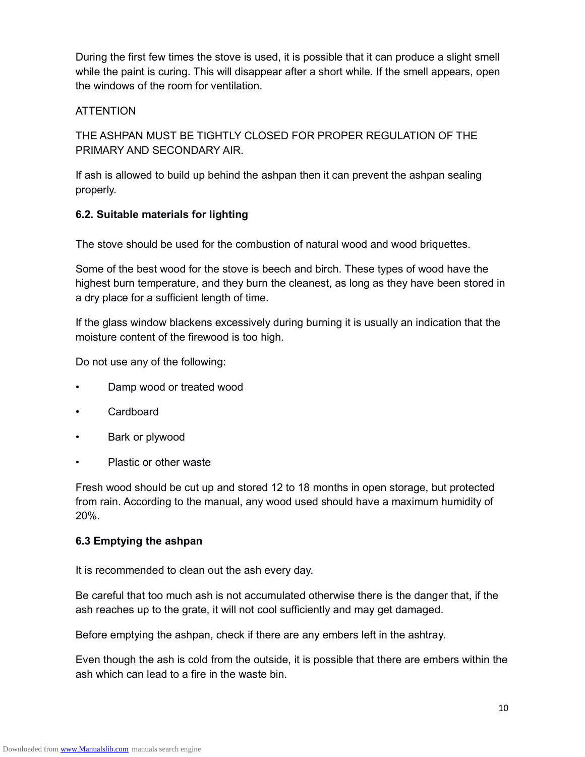During the first few times the stove is used, it is possible that it can produce a slight smell while the paint is curing. This will disappear after a short while. If the smell appears, open the windows of the room for ventilation.

ATTENTION

THE ASHPAN MUST BE TIGHTLY CLOSED FOR PROPER REGULATION OF THE PRIMARY AND SECONDARY AIR.

If ash is allowed to build up behind the ashpan then it can prevent the ashpan sealing properly.

### 6.2. Suitable materials for lighting

The stove should be used for the combustion of natural wood and wood briquettes.

Some of the best wood for the stove is beech and birch. These types of wood have the highest burn temperature, and they burn the cleanest, as long as they have been stored in a dry place for a sufficient length of time.

If the glass window blackens excessively during burning it is usually an indication that the moisture content of the firewood is too high.

Do not use any of the following:

- Damp wood or treated wood
- Cardboard
- Bark or plywood
- Plastic or other waste

Fresh wood should be cut up and stored 12 to 18 months in open storage, but protected from rain. According to the manual, any wood used should have a maximum humidity of 20%.

### 6.3 Emptying the ashpan

It is recommended to clean out the ash every day.

Be careful that too much ash is not accumulated otherwise there is the danger that, if the ash reaches up to the grate, it will not cool sufficiently and may get damaged.

Before emptying the ashpan, check if there are any embers left in the ashtray.

Even though the ash is cold from the outside, it is possible that there are embers within the ash which can lead to a fire in the waste bin.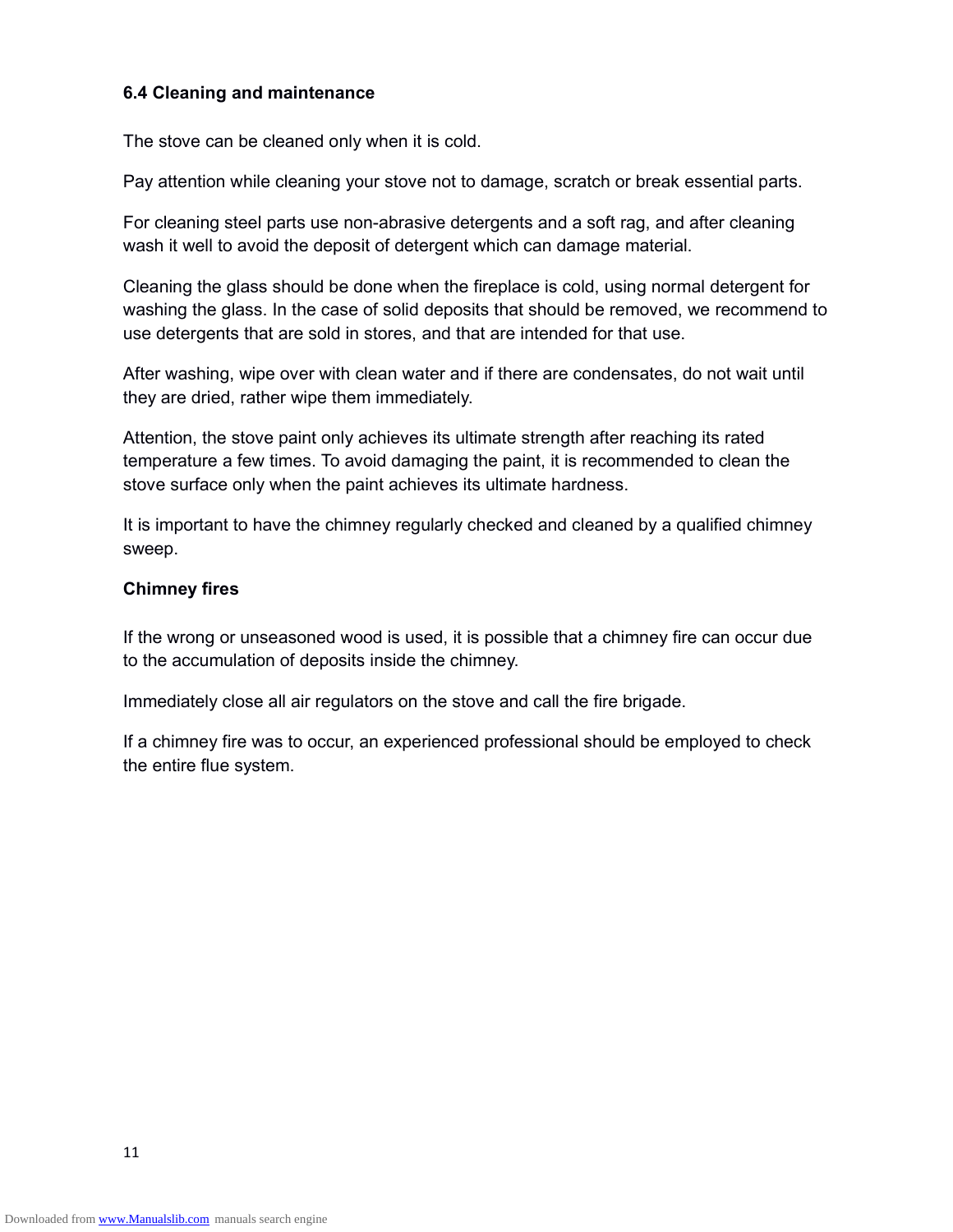### 6.4 Cleaning and maintenance

The stove can be cleaned only when it is cold.

Pay attention while cleaning your stove not to damage, scratch or break essential parts.

For cleaning steel parts use non-abrasive detergents and a soft rag, and after cleaning wash it well to avoid the deposit of detergent which can damage material.

Cleaning the glass should be done when the fireplace is cold, using normal detergent for washing the glass. In the case of solid deposits that should be removed, we recommend to use detergents that are sold in stores, and that are intended for that use.

After washing, wipe over with clean water and if there are condensates, do not wait until they are dried, rather wipe them immediately.

Attention, the stove paint only achieves its ultimate strength after reaching its rated temperature a few times. To avoid damaging the paint, it is recommended to clean the stove surface only when the paint achieves its ultimate hardness.

It is important to have the chimney regularly checked and cleaned by a qualified chimney sweep.

**Chimney fires**

If the wrong or unseasoned wood is used, it is possible that a chimney fire can occur due to the accumulation of deposits inside the chimney.

Immediately close all air regulators on the stove and call the fire brigade.

If a chimney fire was to occur, an experienced professional should be employed to check the entire flue system.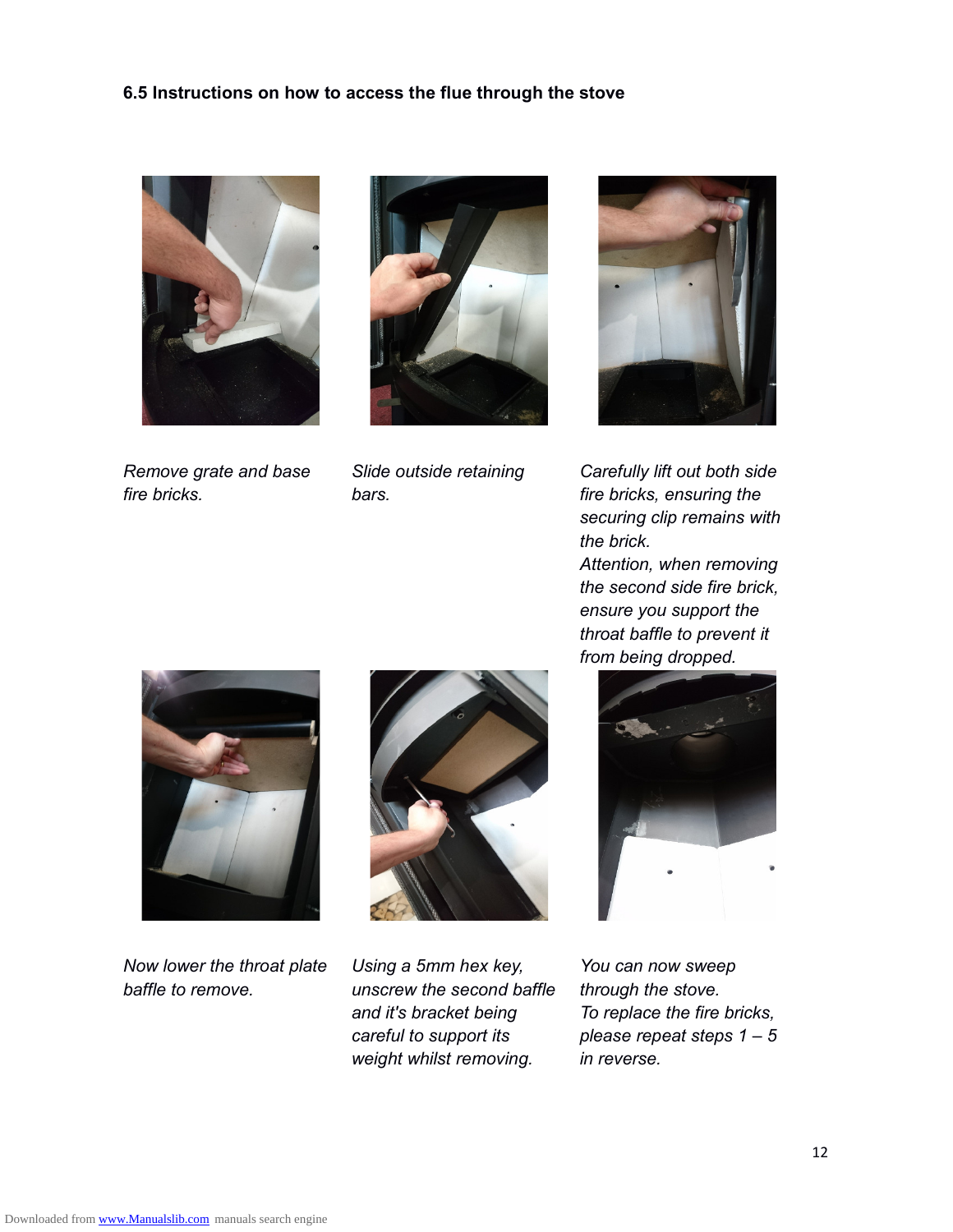### 6.5 Instructions on how to access the flue through the stove

*Remove grate and base fire bricks.*

*Slide outside retaining bars.*

*Carefully lift out both side fire bricks, ensuring the securing clip remains with the brick.*
*Attention, when removing the second side fire brick, ensure you support the throat baffle to prevent it from being dropped.*

*Now lower the throat plate baffle to remove.*

*Using a 5mm hex key, unscrew the second baffle and it's bracket being careful to support its weight whilst removing.*

*You can now sweep through the stove.*
*To replace the fire bricks, please repeat steps 1 – 5 in reverse.*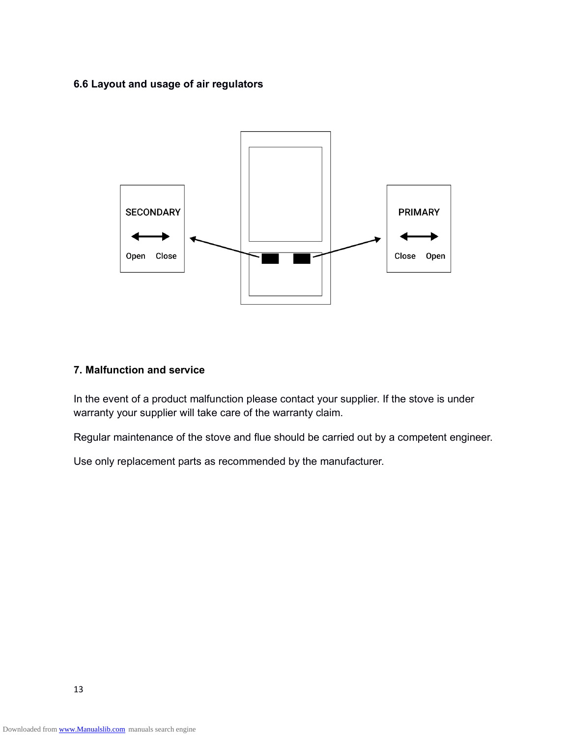### 6.6 Layout and usage of air regulators

SECONDARY

Open Close

PRIMARY

Close Open

### 7. Malfunction and service

In the event of a product malfunction please contact your supplier. If the stove is under warranty your supplier will take care of the warranty claim.

Regular maintenance of the stove and flue should be carried out by a competent engineer.

Use only replacement parts as recommended by the manufacturer.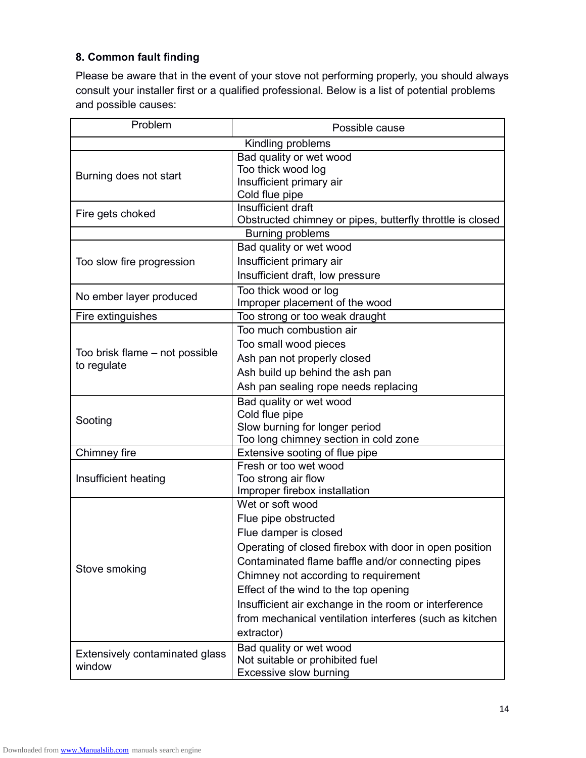### 8. Common fault finding

Please be aware that in the event of your stove not performing properly, you should always consult your installer first or a qualified professional. Below is a list of potential problems and possible causes:

| Problem | Possible cause |
|---|---|
| **Kindling problems** | |
| Burning does not start | Bad quality or wet wood<br>Too thick wood log<br>Insufficient primary air<br>Cold flue pipe |
| Fire gets choked | Insufficient draft<br>Obstructed chimney or pipes, butterfly throttle is closed |
| **Burning problems** | |
| Too slow fire progression | Bad quality or wet wood<br>Insufficient primary air<br>Insufficient draft, low pressure |
| No ember layer produced | Too thick wood or log<br>Improper placement of the wood |
| Fire extinguishes | Too strong or too weak draught |
| Too brisk flame – not possible to regulate | Too much combustion air<br>Too small wood pieces<br>Ash pan not properly closed<br>Ash build up behind the ash pan<br>Ash pan sealing rope needs replacing |
| Sooting | Bad quality or wet wood<br>Cold flue pipe<br>Slow burning for longer period<br>Too long chimney section in cold zone |
| Chimney fire | Extensive sooting of flue pipe |
| Insufficient heating | Fresh or too wet wood<br>Too strong air flow<br>Improper firebox installation |
| Stove smoking | Wet or soft wood<br>Flue pipe obstructed<br>Flue damper is closed<br>Operating of closed firebox with door in open position<br>Contaminated flame baffle and/or connecting pipes<br>Chimney not according to requirement<br>Effect of the wind to the top opening<br>Insufficient air exchange in the room or interference from mechanical ventilation interferes (such as kitchen extractor) |
| Extensively contaminated glass window | Bad quality or wet wood<br>Not suitable or prohibited fuel<br>Excessive slow burning |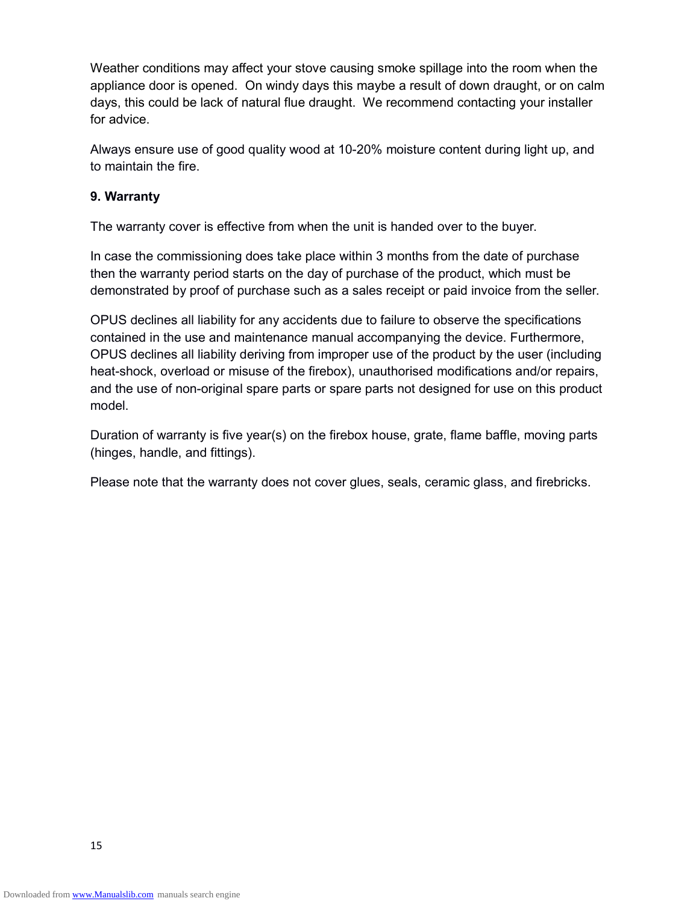Weather conditions may affect your stove causing smoke spillage into the room when the appliance door is opened. On windy days this maybe a result of down draught, or on calm days, this could be lack of natural flue draught. We recommend contacting your installer for advice.

Always ensure use of good quality wood at 10-20% moisture content during light up, and to maintain the fire.

## 9. Warranty

The warranty cover is effective from when the unit is handed over to the buyer.

In case the commissioning does take place within 3 months from the date of purchase then the warranty period starts on the day of purchase of the product, which must be demonstrated by proof of purchase such as a sales receipt or paid invoice from the seller.

OPUS declines all liability for any accidents due to failure to observe the specifications contained in the use and maintenance manual accompanying the device. Furthermore, OPUS declines all liability deriving from improper use of the product by the user (including heat-shock, overload or misuse of the firebox), unauthorised modifications and/or repairs, and the use of non-original spare parts or spare parts not designed for use on this product model.

Duration of warranty is five year(s) on the firebox house, grate, flame baffle, moving parts (hinges, handle, and fittings).

Please note that the warranty does not cover glues, seals, ceramic glass, and firebricks.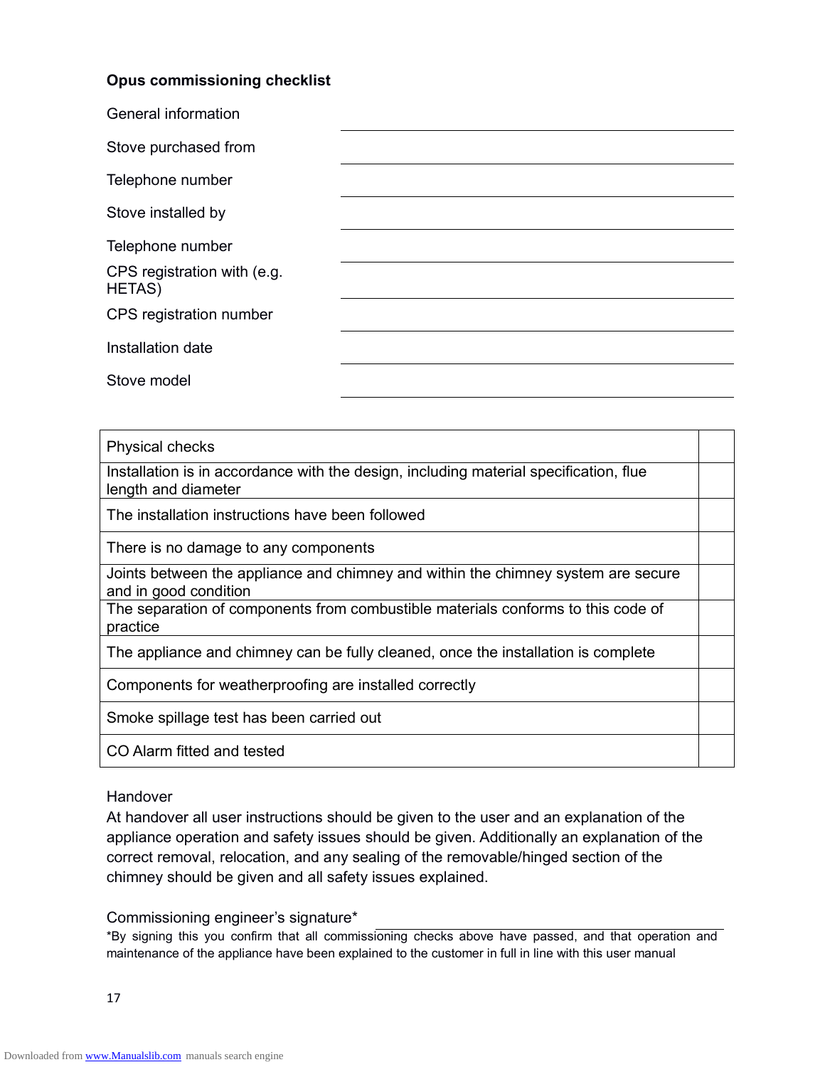**Opus commissioning checklist**

General information

| | |
|---|---|
| Stove purchased from | |
| Telephone number | |
| Stove installed by | |
| Telephone number | |
| CPS registration with (e.g. HETAS) | |
| CPS registration number | |
| Installation date | |
| Stove model | |

| Physical checks | |
|---|---|
| Installation is in accordance with the design, including material specification, flue length and diameter | |
| The installation instructions have been followed | |
| There is no damage to any components | |
| Joints between the appliance and chimney and within the chimney system are secure and in good condition | |
| The separation of components from combustible materials conforms to this code of practice | |
| The appliance and chimney can be fully cleaned, once the installation is complete | |
| Components for weatherproofing are installed correctly | |
| Smoke spillage test has been carried out | |
| CO Alarm fitted and tested | |

Handover

At handover all user instructions should be given to the user and an explanation of the appliance operation and safety issues should be given. Additionally an explanation of the correct removal, relocation, and any sealing of the removable/hinged section of the chimney should be given and all safety issues explained.

Commissioning engineer's signature* ______________________

*By signing this you confirm that all commissioning checks above have passed, and that operation and maintenance of the appliance have been explained to the customer in full in line with this user manual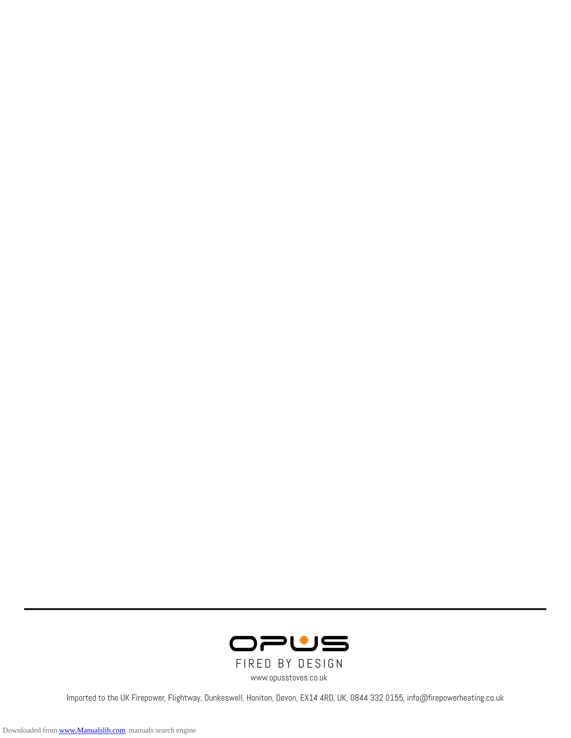OPUS

FIRED BY DESIGN

www.opusstoves.co.uk

Imported to the UK Firepower, Flightway, Dunkeswell, Honiton, Devon, EX14 4RD, UK, 0844 332 0155, info@firepowerheating.co.uk